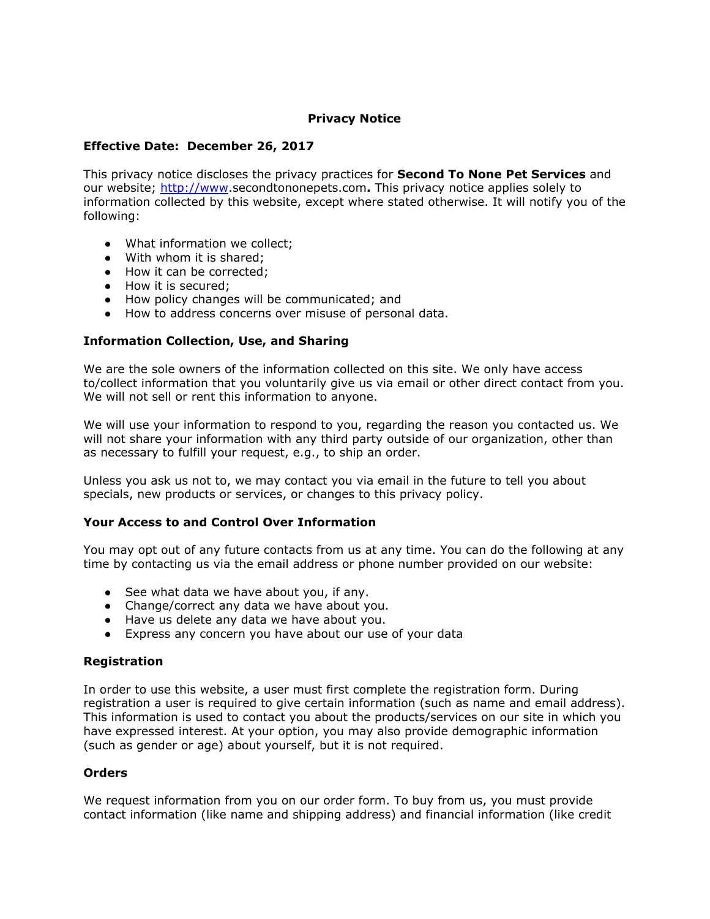# Privacy Notice

**Effective Date: December 26, 2017**

This privacy notice discloses the privacy practices for **Second To None Pet Services** and our website; [http://www](http://www).secondtononepets.com**.** This privacy notice applies solely to information collected by this website, except where stated otherwise. It will notify you of the following:

- What information we collect;
- With whom it is shared;
- How it can be corrected;
- How it is secured;
- How policy changes will be communicated; and
- How to address concerns over misuse of personal data.

## Information Collection, Use, and Sharing

We are the sole owners of the information collected on this site. We only have access to/collect information that you voluntarily give us via email or other direct contact from you. We will not sell or rent this information to anyone.

We will use your information to respond to you, regarding the reason you contacted us. We will not share your information with any third party outside of our organization, other than as necessary to fulfill your request, e.g., to ship an order.

Unless you ask us not to, we may contact you via email in the future to tell you about specials, new products or services, or changes to this privacy policy.

## Your Access to and Control Over Information

You may opt out of any future contacts from us at any time. You can do the following at any time by contacting us via the email address or phone number provided on our website:

- See what data we have about you, if any.
- Change/correct any data we have about you.
- Have us delete any data we have about you.
- Express any concern you have about our use of your data

## Registration

In order to use this website, a user must first complete the registration form. During registration a user is required to give certain information (such as name and email address). This information is used to contact you about the products/services on our site in which you have expressed interest. At your option, you may also provide demographic information (such as gender or age) about yourself, but it is not required.

## Orders

We request information from you on our order form. To buy from us, you must provide contact information (like name and shipping address) and financial information (like credit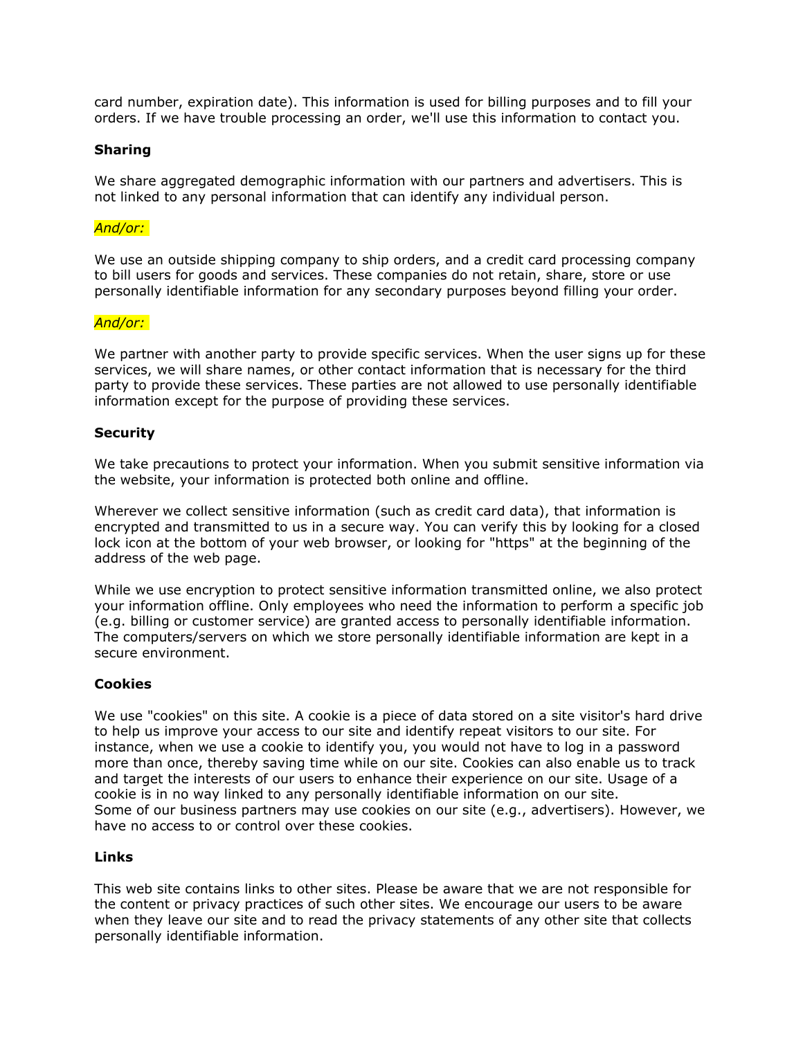card number, expiration date). This information is used for billing purposes and to fill your orders. If we have trouble processing an order, we'll use this information to contact you.

**Sharing**

We share aggregated demographic information with our partners and advertisers. This is not linked to any personal information that can identify any individual person.

*And/or:*

We use an outside shipping company to ship orders, and a credit card processing company to bill users for goods and services. These companies do not retain, share, store or use personally identifiable information for any secondary purposes beyond filling your order.

*And/or:*

We partner with another party to provide specific services. When the user signs up for these services, we will share names, or other contact information that is necessary for the third party to provide these services. These parties are not allowed to use personally identifiable information except for the purpose of providing these services.

**Security**

We take precautions to protect your information. When you submit sensitive information via the website, your information is protected both online and offline.

Wherever we collect sensitive information (such as credit card data), that information is encrypted and transmitted to us in a secure way. You can verify this by looking for a closed lock icon at the bottom of your web browser, or looking for "https" at the beginning of the address of the web page.

While we use encryption to protect sensitive information transmitted online, we also protect your information offline. Only employees who need the information to perform a specific job (e.g. billing or customer service) are granted access to personally identifiable information. The computers/servers on which we store personally identifiable information are kept in a secure environment.

**Cookies**

We use "cookies" on this site. A cookie is a piece of data stored on a site visitor's hard drive to help us improve your access to our site and identify repeat visitors to our site. For instance, when we use a cookie to identify you, you would not have to log in a password more than once, thereby saving time while on our site. Cookies can also enable us to track and target the interests of our users to enhance their experience on our site. Usage of a cookie is in no way linked to any personally identifiable information on our site.
Some of our business partners may use cookies on our site (e.g., advertisers). However, we have no access to or control over these cookies.

**Links**

This web site contains links to other sites. Please be aware that we are not responsible for the content or privacy practices of such other sites. We encourage our users to be aware when they leave our site and to read the privacy statements of any other site that collects personally identifiable information.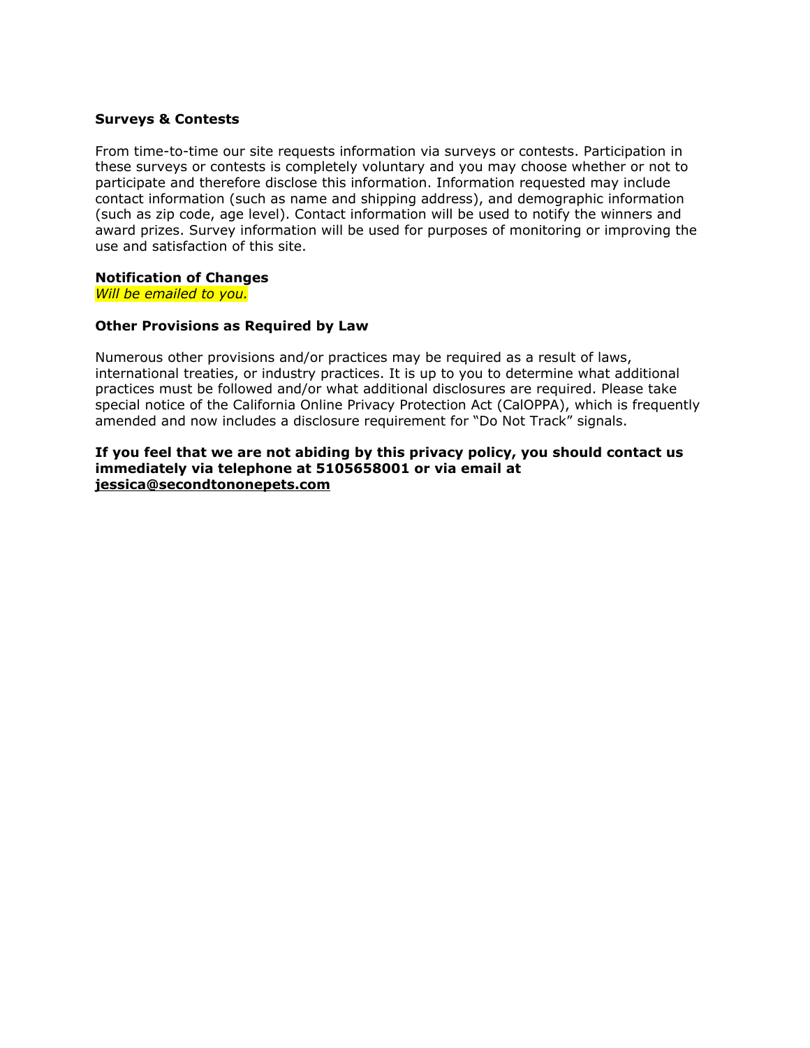**Surveys & Contests**

From time-to-time our site requests information via surveys or contests. Participation in these surveys or contests is completely voluntary and you may choose whether or not to participate and therefore disclose this information. Information requested may include contact information (such as name and shipping address), and demographic information (such as zip code, age level). Contact information will be used to notify the winners and award prizes. Survey information will be used for purposes of monitoring or improving the use and satisfaction of this site.

**Notification of Changes**
*Will be emailed to you.*

**Other Provisions as Required by Law**

Numerous other provisions and/or practices may be required as a result of laws, international treaties, or industry practices. It is up to you to determine what additional practices must be followed and/or what additional disclosures are required. Please take special notice of the California Online Privacy Protection Act (CalOPPA), which is frequently amended and now includes a disclosure requirement for "Do Not Track" signals.

**If you feel that we are not abiding by this privacy policy, you should contact us immediately via telephone at 5105658001 or via email at jessica@secondtononepets.com**